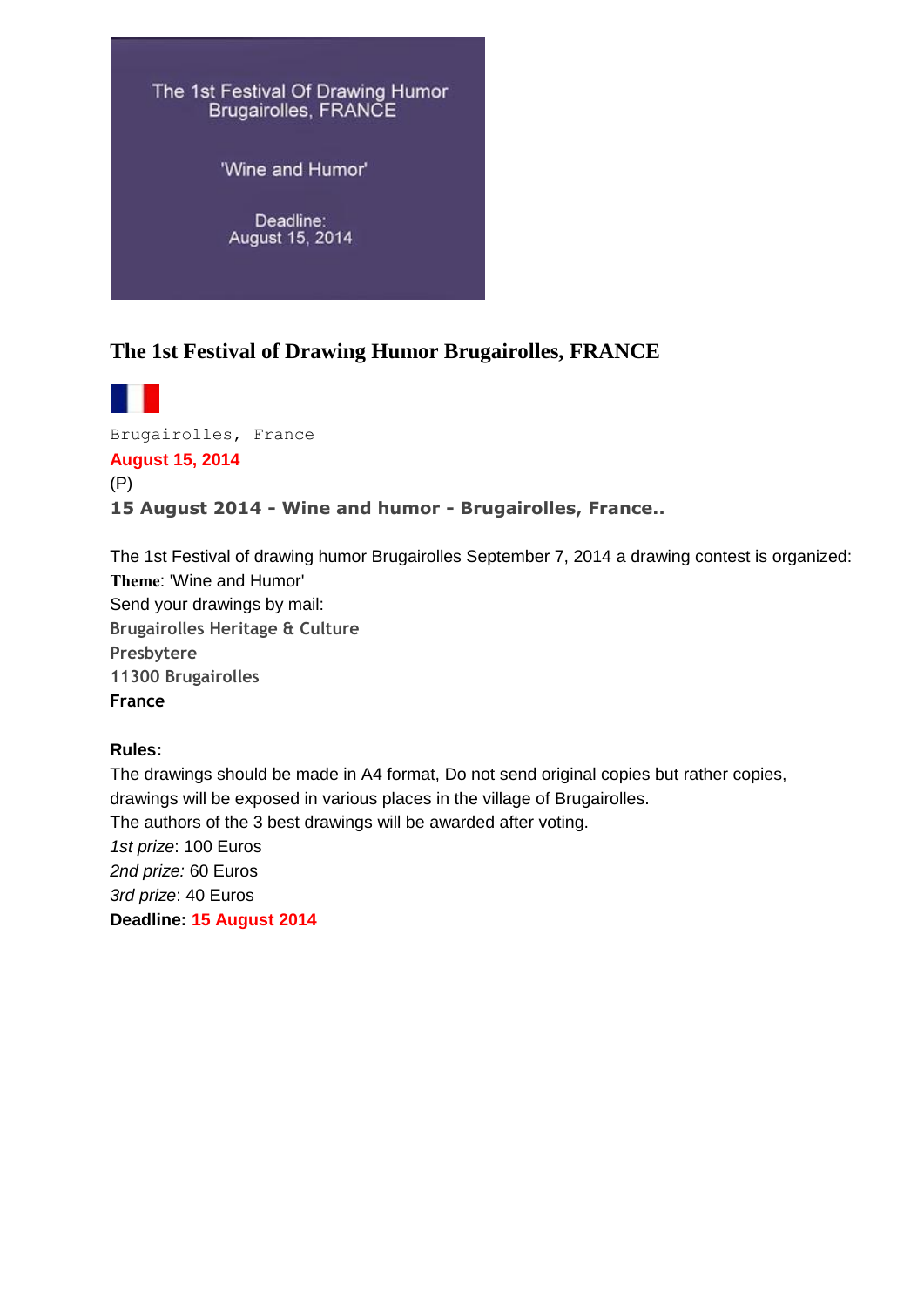The 1st Festival Of Drawing Humor
Brugairolles, FRANCE

'Wine and Humor'

Deadline:
August 15, 2014

## The 1st Festival of Drawing Humor Brugairolles, FRANCE

Brugairolles, France

**August 15, 2014**

(P)

**15 August 2014 - Wine and humor - Brugairolles, France..**

The 1st Festival of drawing humor Brugairolles September 7, 2014 a drawing contest is organized:

**Theme**: 'Wine and Humor'

Send your drawings by mail:

**Brugairolles Heritage & Culture**

**Presbytere**

**11300 Brugairolles**

**France**

**Rules:**

The drawings should be made in A4 format, Do not send original copies but rather copies, drawings will be exposed in various places in the village of Brugairolles.

The authors of the 3 best drawings will be awarded after voting.

*1st prize*: 100 Euros

*2nd prize:* 60 Euros

*3rd prize*: 40 Euros

**Deadline: 15 August 2014**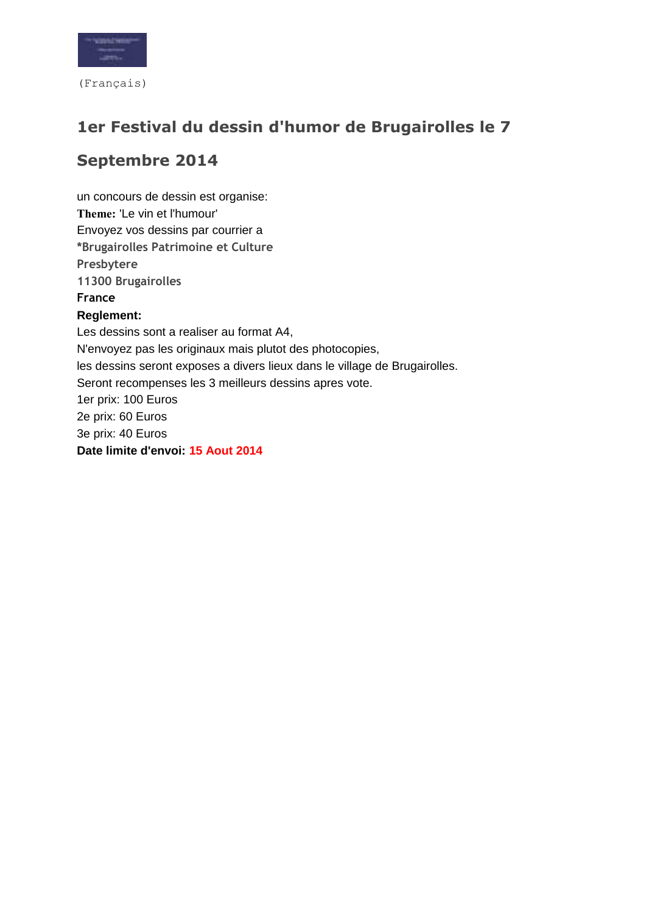(Français)

## 1er Festival du dessin d'humor de Brugairolles le 7 Septembre 2014

un concours de dessin est organise:
**Theme:** 'Le vin et l'humour'
Envoyez vos dessins par courrier a
**\*Brugairolles Patrimoine et Culture**
**Presbytere**
**11300 Brugairolles**
**France**
**Reglement:**
Les dessins sont a realiser au format A4,
N'envoyez pas les originaux mais plutot des photocopies,
les dessins seront exposes a divers lieux dans le village de Brugairolles.
Seront recompenses les 3 meilleurs dessins apres vote.
1er prix: 100 Euros
2e prix: 60 Euros
3e prix: 40 Euros
**Date limite d'envoi: 15 Aout 2014**